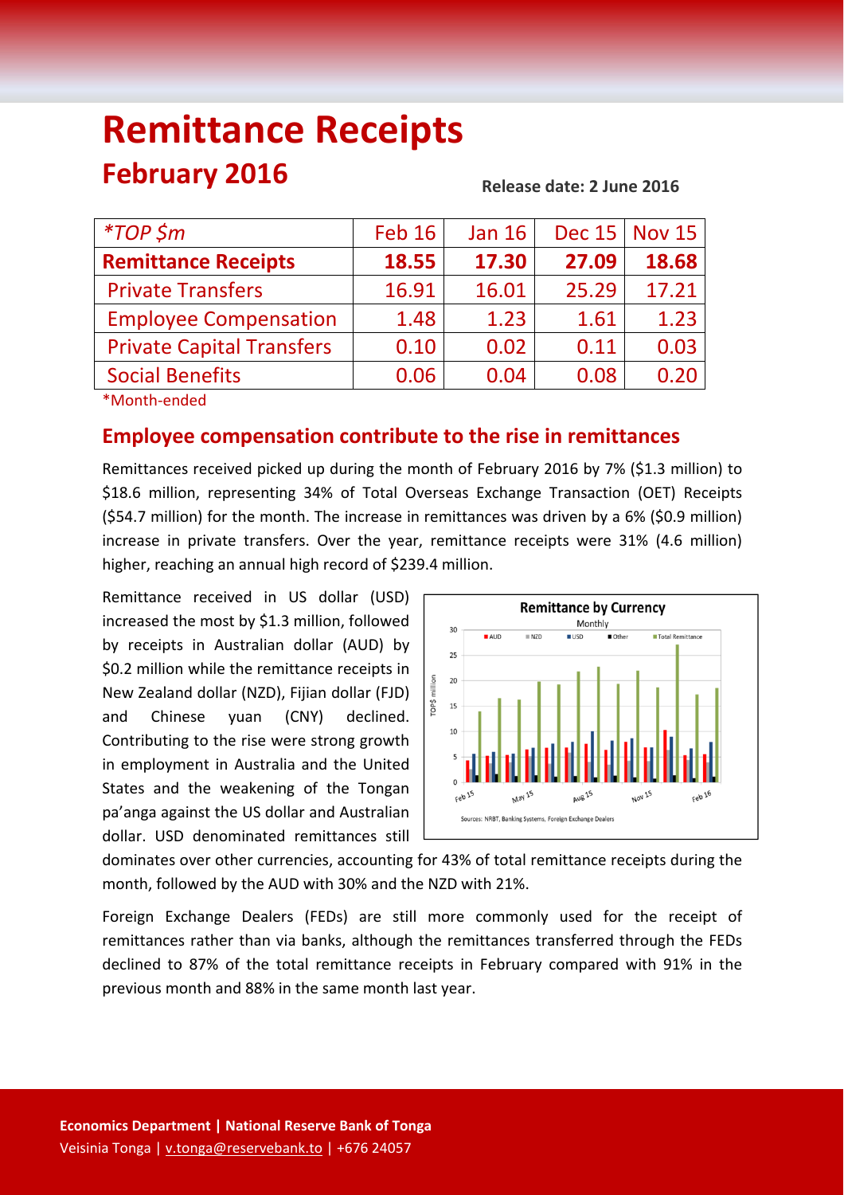# Remittance Receipts

## February 2016

**Release date: 2 June 2016**

| *TOP $m | Feb 16 | Jan 16 | Dec 15 | Nov 15 |
|---|---|---|---|---|
| **Remittance Receipts** | **18.55** | **17.30** | **27.09** | **18.68** |
| Private Transfers | 16.91 | 16.01 | 25.29 | 17.21 |
| Employee Compensation | 1.48 | 1.23 | 1.61 | 1.23 |
| Private Capital Transfers | 0.10 | 0.02 | 0.11 | 0.03 |
| Social Benefits | 0.06 | 0.04 | 0.08 | 0.20 |

*Month-ended

## Employee compensation contribute to the rise in remittances

Remittances received picked up during the month of February 2016 by 7% ($1.3 million) to $18.6 million, representing 34% of Total Overseas Exchange Transaction (OET) Receipts ($54.7 million) for the month. The increase in remittances was driven by a 6% ($0.9 million) increase in private transfers. Over the year, remittance receipts were 31% (4.6 million) higher, reaching an annual high record of $239.4 million.

Remittance received in US dollar (USD) increased the most by $1.3 million, followed by receipts in Australian dollar (AUD) by $0.2 million while the remittance receipts in New Zealand dollar (NZD), Fijian dollar (FJD) and Chinese yuan (CNY) declined. Contributing to the rise were strong growth in employment in Australia and the United States and the weakening of the Tongan pa'anga against the US dollar and Australian dollar. USD denominated remittances still dominates over other currencies, accounting for 43% of total remittance receipts during the month, followed by the AUD with 30% and the NZD with 21%.

Foreign Exchange Dealers (FEDs) are still more commonly used for the receipt of remittances rather than via banks, although the remittances transferred through the FEDs declined to 87% of the total remittance receipts in February compared with 91% in the previous month and 88% in the same month last year.

**Economics Department | National Reserve Bank of Tonga**
Veisinia Tonga | v.tonga@reservebank.to | +676 24057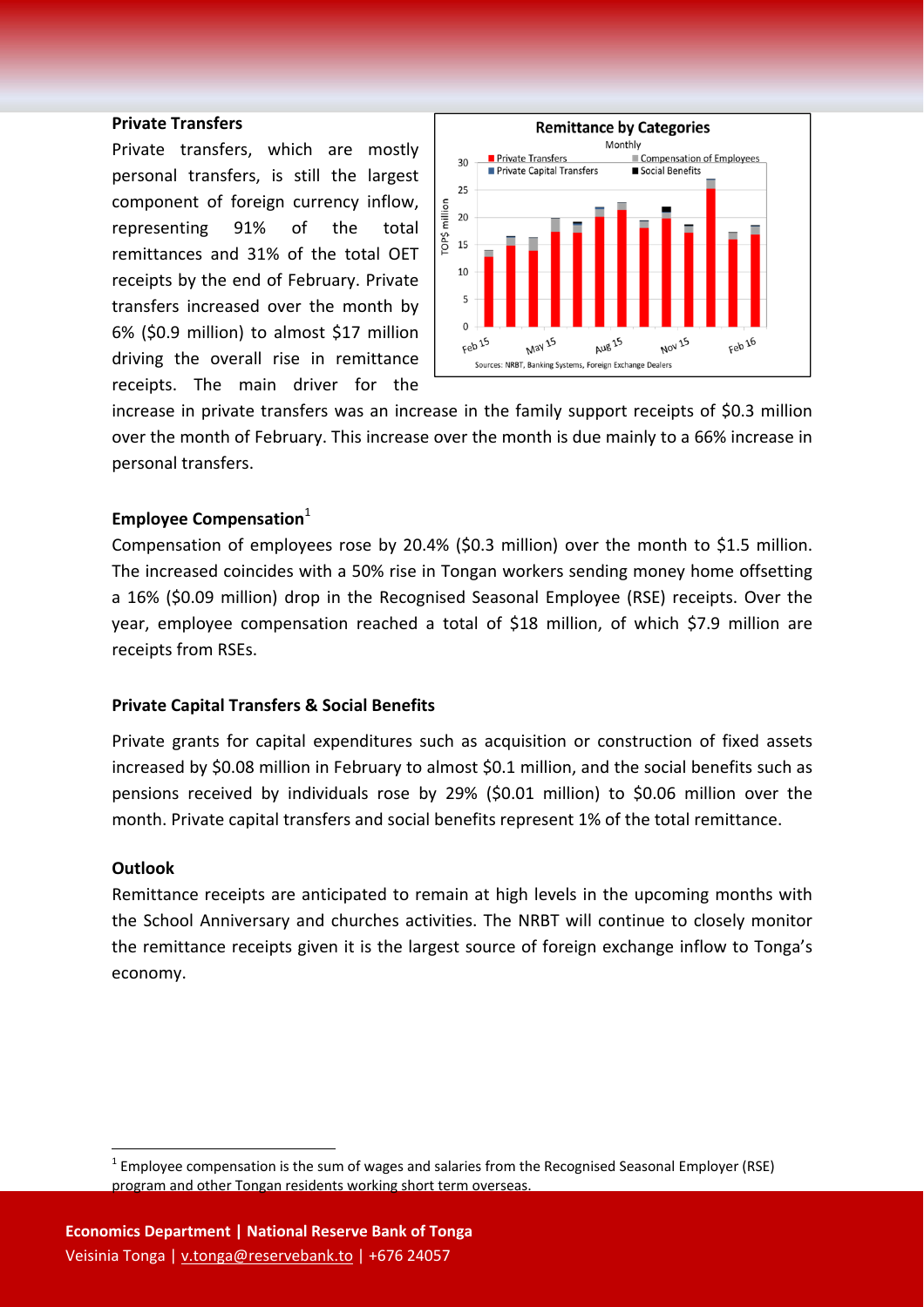## Private Transfers

Private transfers, which are mostly personal transfers, is still the largest component of foreign currency inflow, representing 91% of the total remittances and 31% of the total OET receipts by the end of February. Private transfers increased over the month by 6% ($0.9 million) to almost $17 million driving the overall rise in remittance receipts. The main driver for the increase in private transfers was an increase in the family support receipts of $0.3 million over the month of February. This increase over the month is due mainly to a 66% increase in personal transfers.

## Employee Compensation[1]

Compensation of employees rose by 20.4% ($0.3 million) over the month to $1.5 million. The increased coincides with a 50% rise in Tongan workers sending money home offsetting a 16% ($0.09 million) drop in the Recognised Seasonal Employee (RSE) receipts. Over the year, employee compensation reached a total of $18 million, of which $7.9 million are receipts from RSEs.

## Private Capital Transfers & Social Benefits

Private grants for capital expenditures such as acquisition or construction of fixed assets increased by $0.08 million in February to almost $0.1 million, and the social benefits such as pensions received by individuals rose by 29% ($0.01 million) to $0.06 million over the month. Private capital transfers and social benefits represent 1% of the total remittance.

## Outlook

Remittance receipts are anticipated to remain at high levels in the upcoming months with the School Anniversary and churches activities. The NRBT will continue to closely monitor the remittance receipts given it is the largest source of foreign exchange inflow to Tonga's economy.

[1] Employee compensation is the sum of wages and salaries from the Recognised Seasonal Employer (RSE) program and other Tongan residents working short term overseas.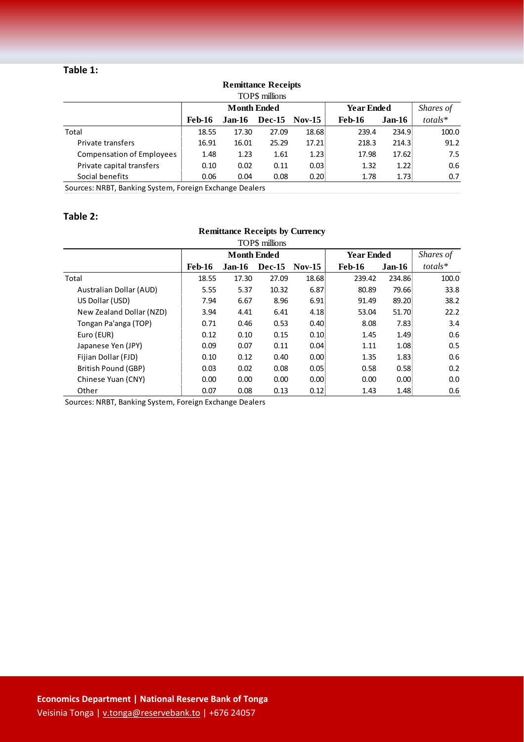## Table 1:

| Remittance Receipts<br>TOP$ millions | Month Ended | | | | Year Ended | | *Shares of* |
|---|---|---|---|---|---|---|---|
| | **Feb-16** | **Jan-16** | **Dec-15** | **Nov-15** | **Feb-16** | **Jan-16** | *totals** |
| Total | 18.55 | 17.30 | 27.09 | 18.68 | 239.4 | 234.9 | 100.0 |
| Private transfers | 16.91 | 16.01 | 25.29 | 17.21 | 218.3 | 214.3 | 91.2 |
| Compensation of Employees | 1.48 | 1.23 | 1.61 | 1.23 | 17.98 | 17.62 | 7.5 |
| Private capital transfers | 0.10 | 0.02 | 0.11 | 0.03 | 1.32 | 1.22 | 0.6 |
| Social benefits | 0.06 | 0.04 | 0.08 | 0.20 | 1.78 | 1.73 | 0.7 |

Sources: NRBT, Banking System, Foreign Exchange Dealers

## Table 2:

| Remittance Receipts by Currency<br>TOP$ millions | Month Ended | | | | Year Ended | | *Shares of* |
|---|---|---|---|---|---|---|---|
| | **Feb-16** | **Jan-16** | **Dec-15** | **Nov-15** | **Feb-16** | **Jan-16** | *totals** |
| Total | 18.55 | 17.30 | 27.09 | 18.68 | 239.42 | 234.86 | 100.0 |
| Australian Dollar (AUD) | 5.55 | 5.37 | 10.32 | 6.87 | 80.89 | 79.66 | 33.8 |
| US Dollar (USD) | 7.94 | 6.67 | 8.96 | 6.91 | 91.49 | 89.20 | 38.2 |
| New Zealand Dollar (NZD) | 3.94 | 4.41 | 6.41 | 4.18 | 53.04 | 51.70 | 22.2 |
| Tongan Pa'anga (TOP) | 0.71 | 0.46 | 0.53 | 0.40 | 8.08 | 7.83 | 3.4 |
| Euro (EUR) | 0.12 | 0.10 | 0.15 | 0.10 | 1.45 | 1.49 | 0.6 |
| Japanese Yen (JPY) | 0.09 | 0.07 | 0.11 | 0.04 | 1.11 | 1.08 | 0.5 |
| Fijian Dollar (FJD) | 0.10 | 0.12 | 0.40 | 0.00 | 1.35 | 1.83 | 0.6 |
| British Pound (GBP) | 0.03 | 0.02 | 0.08 | 0.05 | 0.58 | 0.58 | 0.2 |
| Chinese Yuan (CNY) | 0.00 | 0.00 | 0.00 | 0.00 | 0.00 | 0.00 | 0.0 |
| Other | 0.07 | 0.08 | 0.13 | 0.12 | 1.43 | 1.48 | 0.6 |

Sources: NRBT, Banking System, Foreign Exchange Dealers

**Economics Department | National Reserve Bank of Tonga**
Veisinia Tonga | v.tonga@reservebank.to | +676 24057